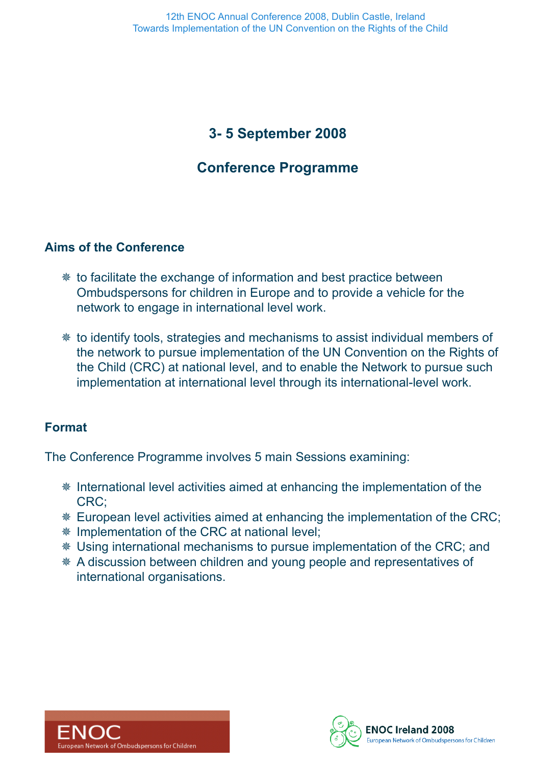## 3- 5 September 2008

## Conference Programme

### Aims of the Conference

- to facilitate the exchange of information and best practice between Ombudspersons for children in Europe and to provide a vehicle for the network to engage in international level work.

- to identify tools, strategies and mechanisms to assist individual members of the network to pursue implementation of the UN Convention on the Rights of the Child (CRC) at national level, and to enable the Network to pursue such implementation at international level through its international-level work.

### Format

The Conference Programme involves 5 main Sessions examining:

- International level activities aimed at enhancing the implementation of the CRC;
- European level activities aimed at enhancing the implementation of the CRC;
- Implementation of the CRC at national level;
- Using international mechanisms to pursue implementation of the CRC; and
- A discussion between children and young people and representatives of international organisations.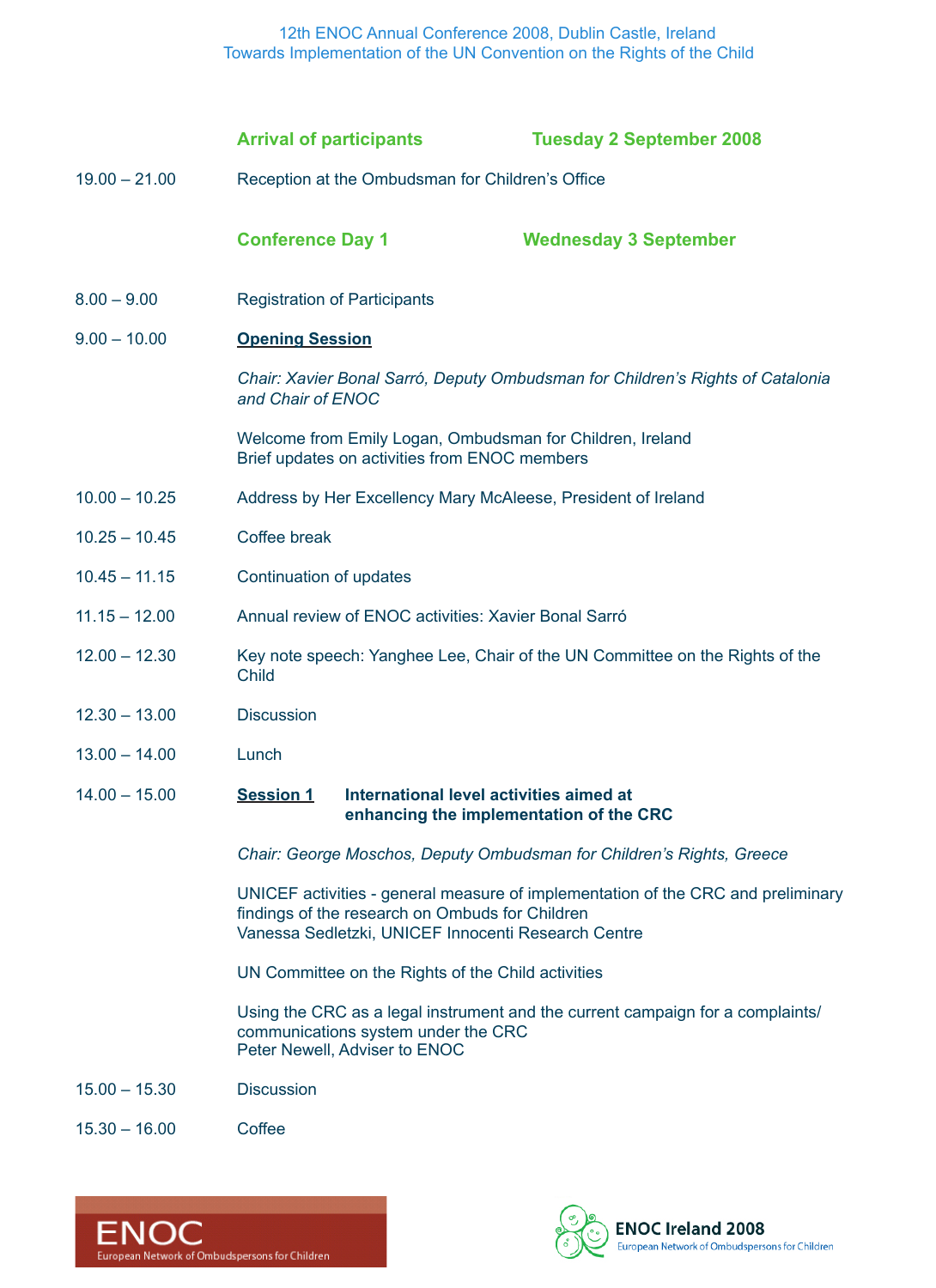12th ENOC Annual Conference 2008, Dublin Castle, Ireland
Towards Implementation of the UN Convention on the Rights of the Child

## Arrival of participants — Tuesday 2 September 2008

19.00 – 21.00 Reception at the Ombudsman for Children's Office

## Conference Day 1 — Wednesday 3 September

8.00 – 9.00 Registration of Participants

9.00 – 10.00 **Opening Session**

*Chair: Xavier Bonal Sarró, Deputy Ombudsman for Children's Rights of Catalonia and Chair of ENOC*

Welcome from Emily Logan, Ombudsman for Children, Ireland
Brief updates on activities from ENOC members

10.00 – 10.25 Address by Her Excellency Mary McAleese, President of Ireland

10.25 – 10.45 Coffee break

10.45 – 11.15 Continuation of updates

11.15 – 12.00 Annual review of ENOC activities: Xavier Bonal Sarró

12.00 – 12.30 Key note speech: Yanghee Lee, Chair of the UN Committee on the Rights of the Child

12.30 – 13.00 Discussion

13.00 – 14.00 Lunch

14.00 – 15.00 **Session 1** **International level activities aimed at enhancing the implementation of the CRC**

*Chair: George Moschos, Deputy Ombudsman for Children's Rights, Greece*

UNICEF activities - general measure of implementation of the CRC and preliminary findings of the research on Ombuds for Children
Vanessa Sedletzki, UNICEF Innocenti Research Centre

UN Committee on the Rights of the Child activities

Using the CRC as a legal instrument and the current campaign for a complaints/communications system under the CRC
Peter Newell, Adviser to ENOC

15.00 – 15.30 Discussion

15.30 – 16.00 Coffee

ENOC European Network of Ombudspersons for Children

ENOC Ireland 2008 European Network of Ombudspersons for Children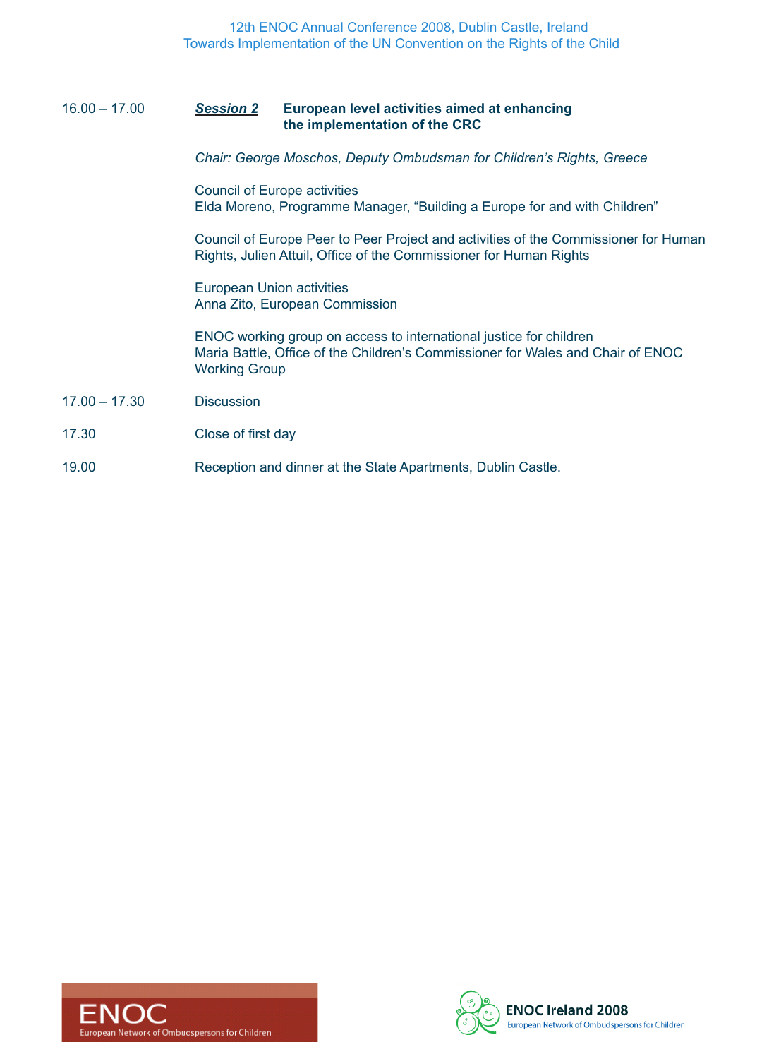| | |
|---|---|
| 16.00 – 17.00 | ***Session 2*** **European level activities aimed at enhancing the implementation of the CRC** |
| | *Chair: George Moschos, Deputy Ombudsman for Children's Rights, Greece* |
| | Council of Europe activities<br>Elda Moreno, Programme Manager, "Building a Europe for and with Children" |
| | Council of Europe Peer to Peer Project and activities of the Commissioner for Human Rights, Julien Attuil, Office of the Commissioner for Human Rights |
| | European Union activities<br>Anna Zito, European Commission |
| | ENOC working group on access to international justice for children<br>Maria Battle, Office of the Children's Commissioner for Wales and Chair of ENOC Working Group |
| 17.00 – 17.30 | Discussion |
| 17.30 | Close of first day |
| 19.00 | Reception and dinner at the State Apartments, Dublin Castle. |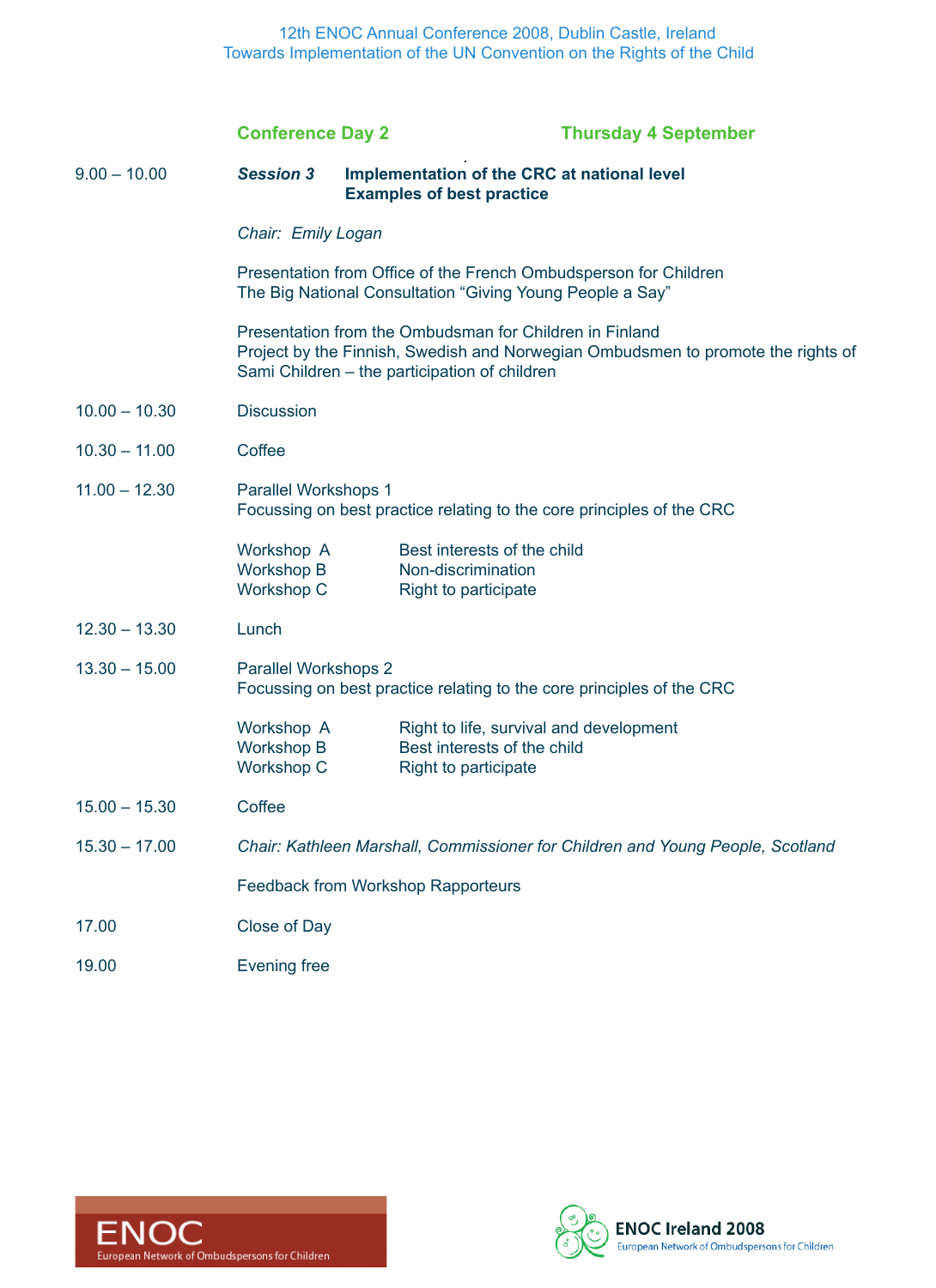## Conference Day 2 — Thursday 4 September

**9.00 – 10.00** — ***Session 3*** **Implementation of the CRC at national level**
**Examples of best practice**

*Chair: Emily Logan*

Presentation from Office of the French Ombudsperson for Children
The Big National Consultation "Giving Young People a Say"

Presentation from the Ombudsman for Children in Finland
Project by the Finnish, Swedish and Norwegian Ombudsmen to promote the rights of Sami Children – the participation of children

**10.00 – 10.30** — Discussion

**10.30 – 11.00** — Coffee

**11.00 – 12.30** — Parallel Workshops 1
Focussing on best practice relating to the core principles of the CRC

| Workshop | Topic |
|---|---|
| Workshop A | Best interests of the child |
| Workshop B | Non-discrimination |
| Workshop C | Right to participate |

**12.30 – 13.30** — Lunch

**13.30 – 15.00** — Parallel Workshops 2
Focussing on best practice relating to the core principles of the CRC

| Workshop | Topic |
|---|---|
| Workshop A | Right to life, survival and development |
| Workshop B | Best interests of the child |
| Workshop C | Right to participate |

**15.00 – 15.30** — Coffee

**15.30 – 17.00** — *Chair: Kathleen Marshall, Commissioner for Children and Young People, Scotland*

Feedback from Workshop Rapporteurs

**17.00** — Close of Day

**19.00** — Evening free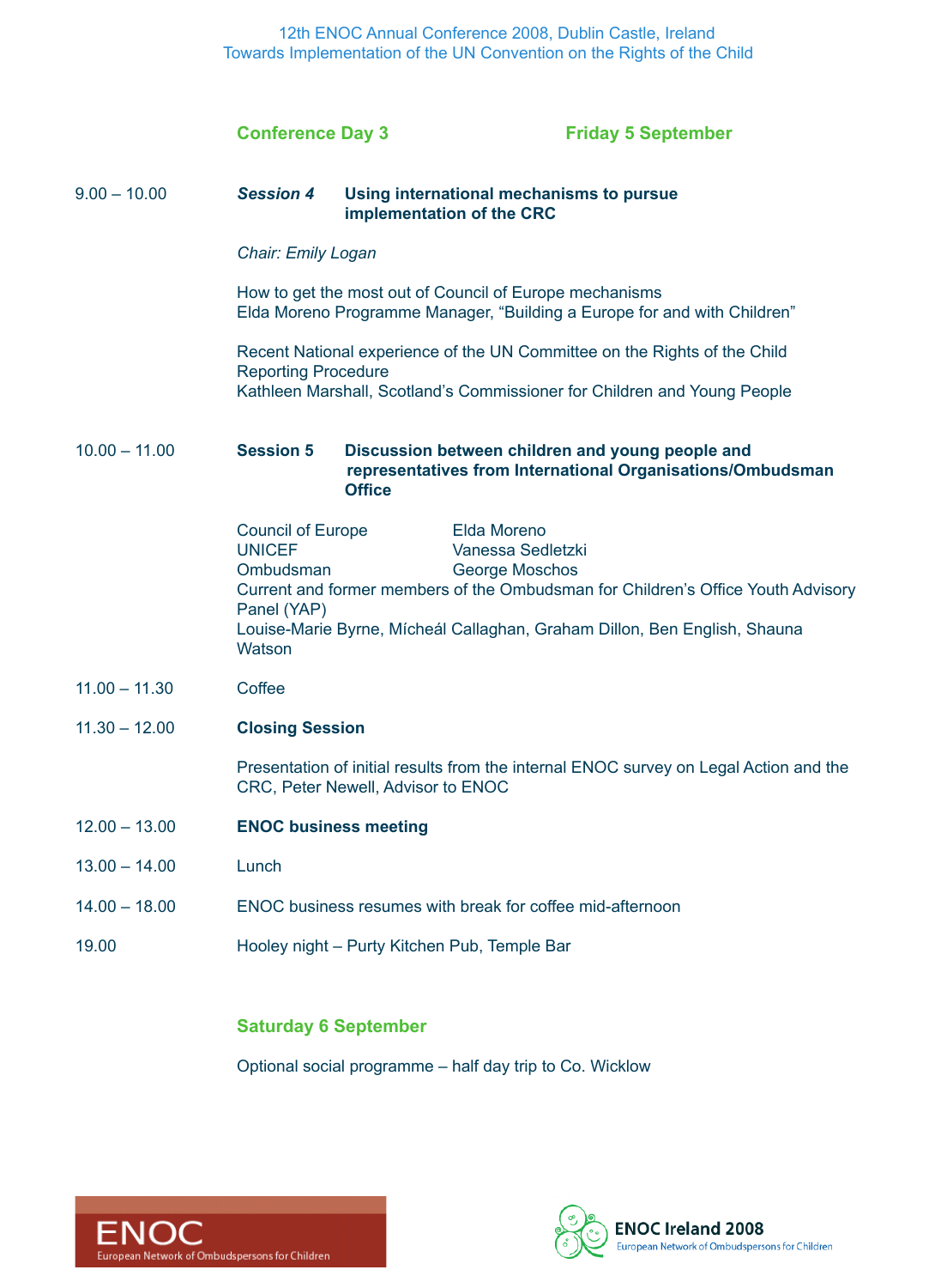## Conference Day 3 — Friday 5 September

**9.00 – 10.00** — ***Session 4*** **Using international mechanisms to pursue implementation of the CRC**

*Chair: Emily Logan*

How to get the most out of Council of Europe mechanisms
Elda Moreno Programme Manager, "Building a Europe for and with Children"

Recent National experience of the UN Committee on the Rights of the Child Reporting Procedure
Kathleen Marshall, Scotland's Commissioner for Children and Young People

**10.00 – 11.00** — **Session 5** **Discussion between children and young people and representatives from International Organisations/Ombudsman Office**

| | |
|---|---|
| Council of Europe | Elda Moreno |
| UNICEF | Vanessa Sedletzki |
| Ombudsman | George Moschos |

Current and former members of the Ombudsman for Children's Office Youth Advisory Panel (YAP)
Louise-Marie Byrne, Mícheál Callaghan, Graham Dillon, Ben English, Shauna Watson

**11.00 – 11.30** — Coffee

**11.30 – 12.00** — **Closing Session**

Presentation of initial results from the internal ENOC survey on Legal Action and the CRC, Peter Newell, Advisor to ENOC

**12.00 – 13.00** — **ENOC business meeting**

**13.00 – 14.00** — Lunch

**14.00 – 18.00** — ENOC business resumes with break for coffee mid-afternoon

**19.00** — Hooley night – Purty Kitchen Pub, Temple Bar

## Saturday 6 September

Optional social programme – half day trip to Co. Wicklow